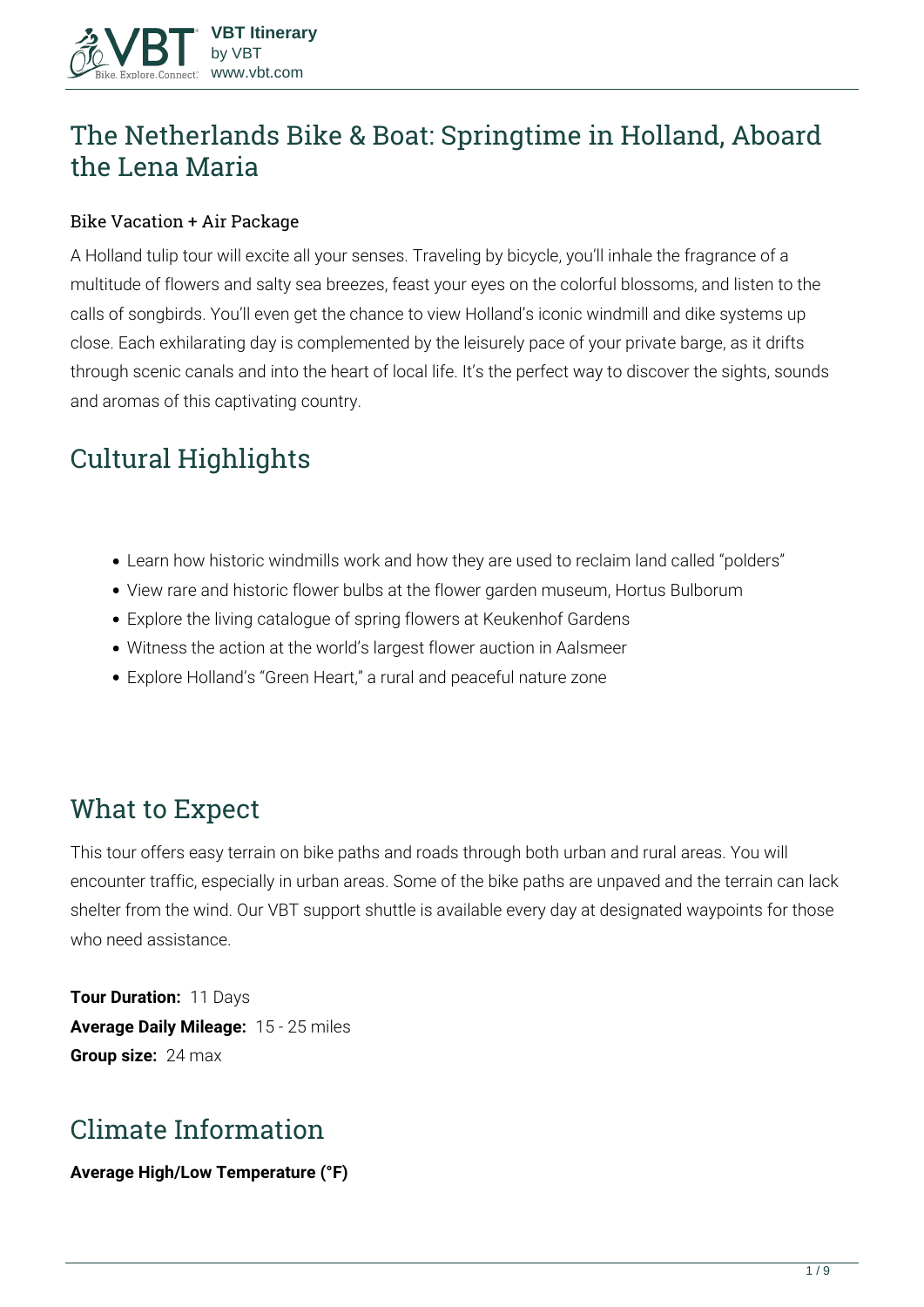# The Netherlands Bike & Boat: Springtime in Holland, Aboard the Lena Maria

### Bike Vacation + Air Package

A Holland tulip tour will excite all your senses. Traveling by bicycle, you'll inhale the fragrance of a multitude of flowers and salty sea breezes, feast your eyes on the colorful blossoms, and listen to the calls of songbirds. You'll even get the chance to view Holland's iconic windmill and dike systems up close. Each exhilarating day is complemented by the leisurely pace of your private barge, as it drifts through scenic canals and into the heart of local life. It's the perfect way to discover the sights, sounds and aromas of this captivating country.

## Cultural Highlights

- Learn how historic windmills work and how they are used to reclaim land called "polders"
- View rare and historic flower bulbs at the flower garden museum, Hortus Bulborum
- Explore the living catalogue of spring flowers at Keukenhof Gardens
- Witness the action at the world's largest flower auction in Aalsmeer
- Explore Holland's "Green Heart," a rural and peaceful nature zone

## What to Expect

This tour offers easy terrain on bike paths and roads through both urban and rural areas. You will encounter traffic, especially in urban areas. Some of the bike paths are unpaved and the terrain can lack shelter from the wind. Our VBT support shuttle is available every day at designated waypoints for those who need assistance.

**Tour Duration:** 11 Days
**Average Daily Mileage:** 15 - 25 miles
**Group size:** 24 max

## Climate Information

**Average High/Low Temperature (°F)**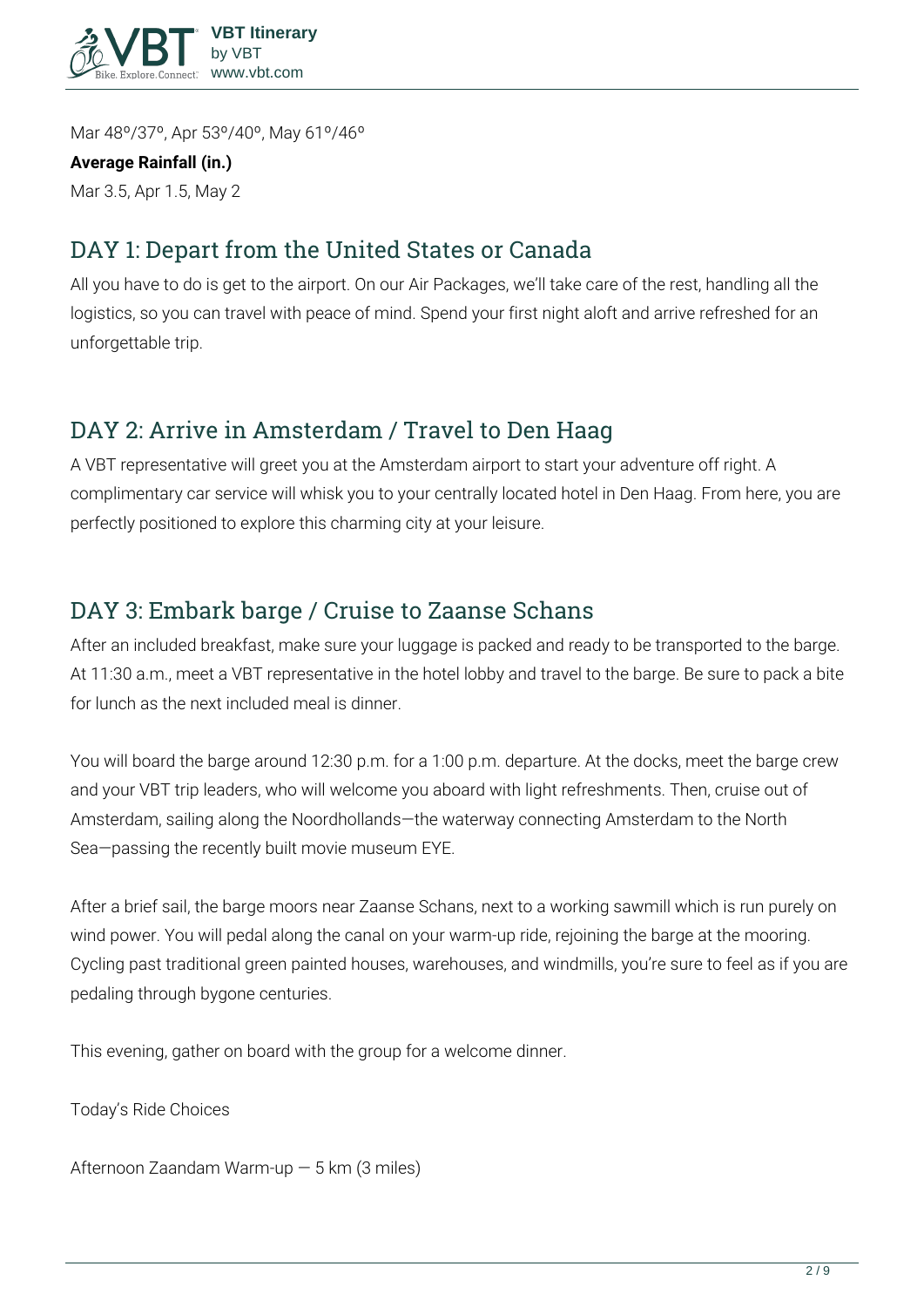Mar 48º/37º, Apr 53º/40º, May 61º/46º

**Average Rainfall (in.)**

Mar 3.5, Apr 1.5, May 2

## DAY 1: Depart from the United States or Canada

All you have to do is get to the airport. On our Air Packages, we'll take care of the rest, handling all the logistics, so you can travel with peace of mind. Spend your first night aloft and arrive refreshed for an unforgettable trip.

## DAY 2: Arrive in Amsterdam / Travel to Den Haag

A VBT representative will greet you at the Amsterdam airport to start your adventure off right. A complimentary car service will whisk you to your centrally located hotel in Den Haag. From here, you are perfectly positioned to explore this charming city at your leisure.

## DAY 3: Embark barge / Cruise to Zaanse Schans

After an included breakfast, make sure your luggage is packed and ready to be transported to the barge. At 11:30 a.m., meet a VBT representative in the hotel lobby and travel to the barge. Be sure to pack a bite for lunch as the next included meal is dinner.

You will board the barge around 12:30 p.m. for a 1:00 p.m. departure. At the docks, meet the barge crew and your VBT trip leaders, who will welcome you aboard with light refreshments. Then, cruise out of Amsterdam, sailing along the Noordhollands—the waterway connecting Amsterdam to the North Sea—passing the recently built movie museum EYE.

After a brief sail, the barge moors near Zaanse Schans, next to a working sawmill which is run purely on wind power. You will pedal along the canal on your warm-up ride, rejoining the barge at the mooring. Cycling past traditional green painted houses, warehouses, and windmills, you're sure to feel as if you are pedaling through bygone centuries.

This evening, gather on board with the group for a welcome dinner.

Today's Ride Choices

Afternoon Zaandam Warm-up — 5 km (3 miles)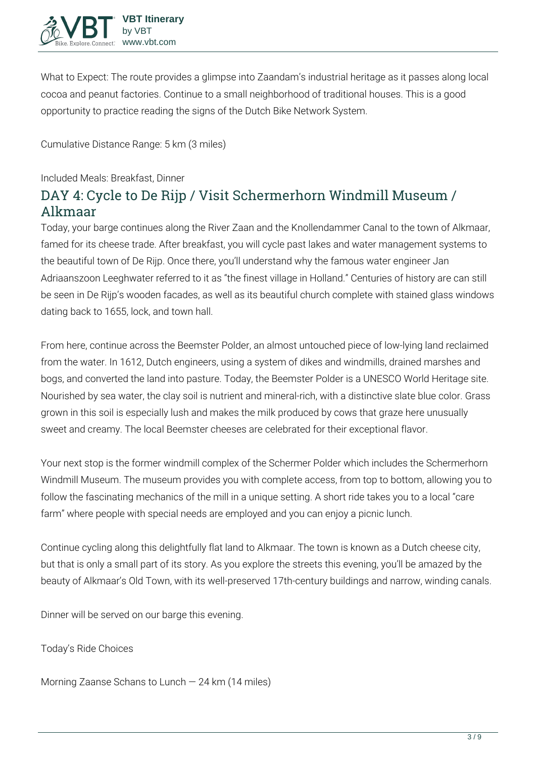What to Expect: The route provides a glimpse into Zaandam's industrial heritage as it passes along local cocoa and peanut factories. Continue to a small neighborhood of traditional houses. This is a good opportunity to practice reading the signs of the Dutch Bike Network System.

Cumulative Distance Range: 5 km (3 miles)

Included Meals: Breakfast, Dinner

## DAY 4: Cycle to De Rijp / Visit Schermerhorn Windmill Museum / Alkmaar

Today, your barge continues along the River Zaan and the Knollendammer Canal to the town of Alkmaar, famed for its cheese trade. After breakfast, you will cycle past lakes and water management systems to the beautiful town of De Rijp. Once there, you'll understand why the famous water engineer Jan Adriaanszoon Leeghwater referred to it as "the finest village in Holland." Centuries of history are can still be seen in De Rijp's wooden facades, as well as its beautiful church complete with stained glass windows dating back to 1655, lock, and town hall.

From here, continue across the Beemster Polder, an almost untouched piece of low-lying land reclaimed from the water. In 1612, Dutch engineers, using a system of dikes and windmills, drained marshes and bogs, and converted the land into pasture. Today, the Beemster Polder is a UNESCO World Heritage site. Nourished by sea water, the clay soil is nutrient and mineral-rich, with a distinctive slate blue color. Grass grown in this soil is especially lush and makes the milk produced by cows that graze here unusually sweet and creamy. The local Beemster cheeses are celebrated for their exceptional flavor.

Your next stop is the former windmill complex of the Schermer Polder which includes the Schermerhorn Windmill Museum. The museum provides you with complete access, from top to bottom, allowing you to follow the fascinating mechanics of the mill in a unique setting. A short ride takes you to a local "care farm" where people with special needs are employed and you can enjoy a picnic lunch.

Continue cycling along this delightfully flat land to Alkmaar. The town is known as a Dutch cheese city, but that is only a small part of its story. As you explore the streets this evening, you'll be amazed by the beauty of Alkmaar's Old Town, with its well-preserved 17th-century buildings and narrow, winding canals.

Dinner will be served on our barge this evening.

Today's Ride Choices

Morning Zaanse Schans to Lunch — 24 km (14 miles)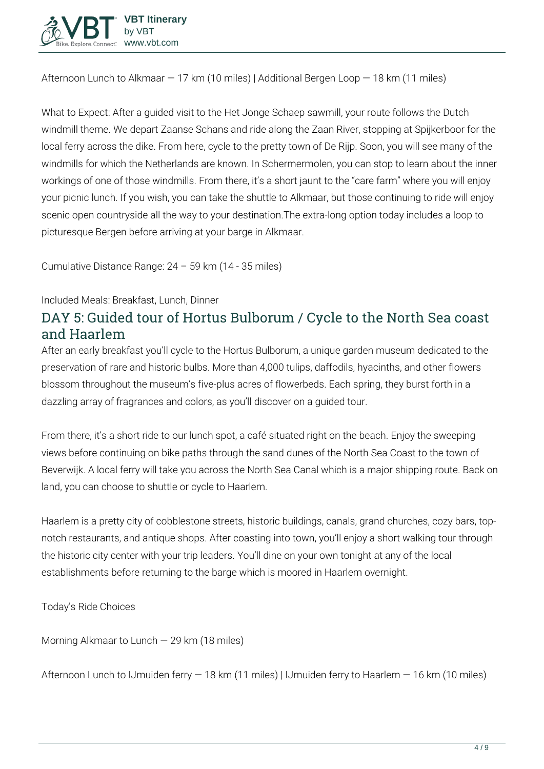Afternoon Lunch to Alkmaar — 17 km (10 miles) | Additional Bergen Loop — 18 km (11 miles)

What to Expect: After a guided visit to the Het Jonge Schaep sawmill, your route follows the Dutch windmill theme. We depart Zaanse Schans and ride along the Zaan River, stopping at Spijkerboor for the local ferry across the dike. From here, cycle to the pretty town of De Rijp. Soon, you will see many of the windmills for which the Netherlands are known. In Schermermolen, you can stop to learn about the inner workings of one of those windmills. From there, it's a short jaunt to the "care farm" where you will enjoy your picnic lunch. If you wish, you can take the shuttle to Alkmaar, but those continuing to ride will enjoy scenic open countryside all the way to your destination.The extra-long option today includes a loop to picturesque Bergen before arriving at your barge in Alkmaar.

Cumulative Distance Range: 24 – 59 km (14 - 35 miles)

Included Meals: Breakfast, Lunch, Dinner

## DAY 5: Guided tour of Hortus Bulborum / Cycle to the North Sea coast and Haarlem

After an early breakfast you'll cycle to the Hortus Bulborum, a unique garden museum dedicated to the preservation of rare and historic bulbs. More than 4,000 tulips, daffodils, hyacinths, and other flowers blossom throughout the museum's five-plus acres of flowerbeds. Each spring, they burst forth in a dazzling array of fragrances and colors, as you'll discover on a guided tour.

From there, it's a short ride to our lunch spot, a café situated right on the beach. Enjoy the sweeping views before continuing on bike paths through the sand dunes of the North Sea Coast to the town of Beverwijk. A local ferry will take you across the North Sea Canal which is a major shipping route. Back on land, you can choose to shuttle or cycle to Haarlem.

Haarlem is a pretty city of cobblestone streets, historic buildings, canals, grand churches, cozy bars, top-notch restaurants, and antique shops. After coasting into town, you'll enjoy a short walking tour through the historic city center with your trip leaders. You'll dine on your own tonight at any of the local establishments before returning to the barge which is moored in Haarlem overnight.

Today's Ride Choices

Morning Alkmaar to Lunch — 29 km (18 miles)

Afternoon Lunch to IJmuiden ferry — 18 km (11 miles) | IJmuiden ferry to Haarlem — 16 km (10 miles)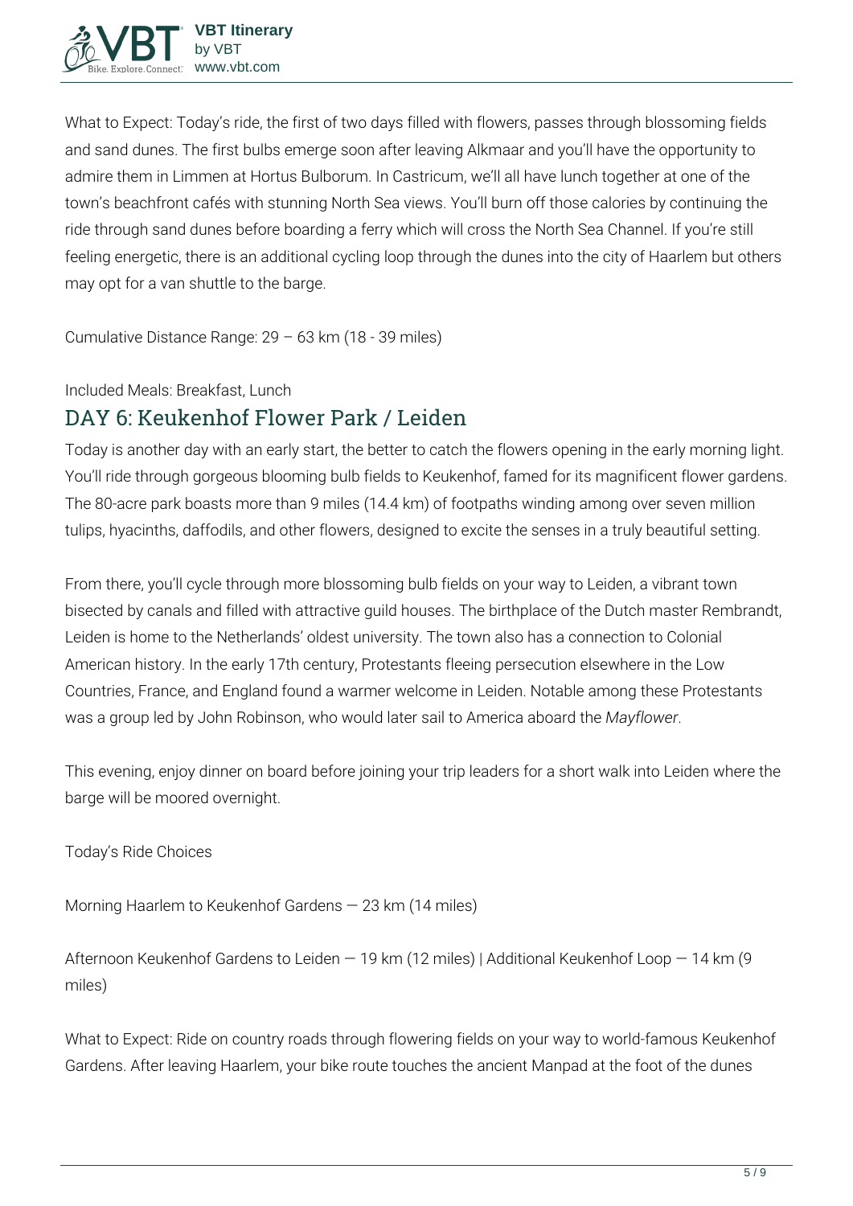What to Expect: Today's ride, the first of two days filled with flowers, passes through blossoming fields and sand dunes. The first bulbs emerge soon after leaving Alkmaar and you'll have the opportunity to admire them in Limmen at Hortus Bulborum. In Castricum, we'll all have lunch together at one of the town's beachfront cafés with stunning North Sea views. You'll burn off those calories by continuing the ride through sand dunes before boarding a ferry which will cross the North Sea Channel. If you're still feeling energetic, there is an additional cycling loop through the dunes into the city of Haarlem but others may opt for a van shuttle to the barge.

Cumulative Distance Range: 29 – 63 km (18 - 39 miles)

Included Meals: Breakfast, Lunch

## DAY 6: Keukenhof Flower Park / Leiden

Today is another day with an early start, the better to catch the flowers opening in the early morning light. You'll ride through gorgeous blooming bulb fields to Keukenhof, famed for its magnificent flower gardens. The 80-acre park boasts more than 9 miles (14.4 km) of footpaths winding among over seven million tulips, hyacinths, daffodils, and other flowers, designed to excite the senses in a truly beautiful setting.

From there, you'll cycle through more blossoming bulb fields on your way to Leiden, a vibrant town bisected by canals and filled with attractive guild houses. The birthplace of the Dutch master Rembrandt, Leiden is home to the Netherlands' oldest university. The town also has a connection to Colonial American history. In the early 17th century, Protestants fleeing persecution elsewhere in the Low Countries, France, and England found a warmer welcome in Leiden. Notable among these Protestants was a group led by John Robinson, who would later sail to America aboard the *Mayflower*.

This evening, enjoy dinner on board before joining your trip leaders for a short walk into Leiden where the barge will be moored overnight.

Today's Ride Choices

Morning Haarlem to Keukenhof Gardens — 23 km (14 miles)

Afternoon Keukenhof Gardens to Leiden — 19 km (12 miles) | Additional Keukenhof Loop — 14 km (9 miles)

What to Expect: Ride on country roads through flowering fields on your way to world-famous Keukenhof Gardens. After leaving Haarlem, your bike route touches the ancient Manpad at the foot of the dunes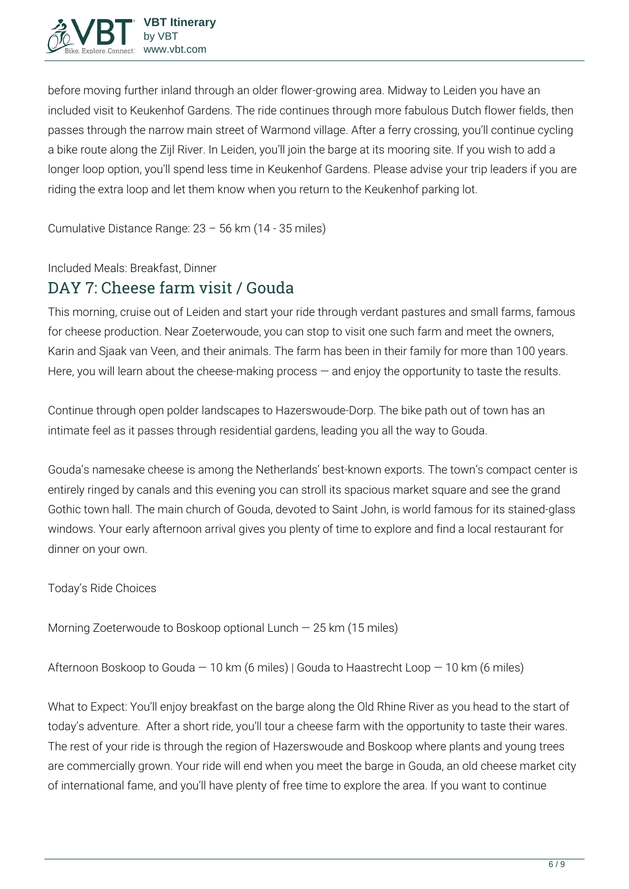before moving further inland through an older flower-growing area. Midway to Leiden you have an included visit to Keukenhof Gardens. The ride continues through more fabulous Dutch flower fields, then passes through the narrow main street of Warmond village. After a ferry crossing, you'll continue cycling a bike route along the Zijl River. In Leiden, you'll join the barge at its mooring site. If you wish to add a longer loop option, you'll spend less time in Keukenhof Gardens. Please advise your trip leaders if you are riding the extra loop and let them know when you return to the Keukenhof parking lot.

Cumulative Distance Range: 23 – 56 km (14 - 35 miles)

Included Meals: Breakfast, Dinner

## DAY 7: Cheese farm visit / Gouda

This morning, cruise out of Leiden and start your ride through verdant pastures and small farms, famous for cheese production. Near Zoeterwoude, you can stop to visit one such farm and meet the owners, Karin and Sjaak van Veen, and their animals. The farm has been in their family for more than 100 years. Here, you will learn about the cheese-making process — and enjoy the opportunity to taste the results.

Continue through open polder landscapes to Hazerswoude-Dorp. The bike path out of town has an intimate feel as it passes through residential gardens, leading you all the way to Gouda.

Gouda's namesake cheese is among the Netherlands' best-known exports. The town's compact center is entirely ringed by canals and this evening you can stroll its spacious market square and see the grand Gothic town hall. The main church of Gouda, devoted to Saint John, is world famous for its stained-glass windows. Your early afternoon arrival gives you plenty of time to explore and find a local restaurant for dinner on your own.

Today's Ride Choices

Morning Zoeterwoude to Boskoop optional Lunch — 25 km (15 miles)

Afternoon Boskoop to Gouda — 10 km (6 miles) | Gouda to Haastrecht Loop — 10 km (6 miles)

What to Expect: You'll enjoy breakfast on the barge along the Old Rhine River as you head to the start of today's adventure. After a short ride, you'll tour a cheese farm with the opportunity to taste their wares. The rest of your ride is through the region of Hazerswoude and Boskoop where plants and young trees are commercially grown. Your ride will end when you meet the barge in Gouda, an old cheese market city of international fame, and you'll have plenty of free time to explore the area. If you want to continue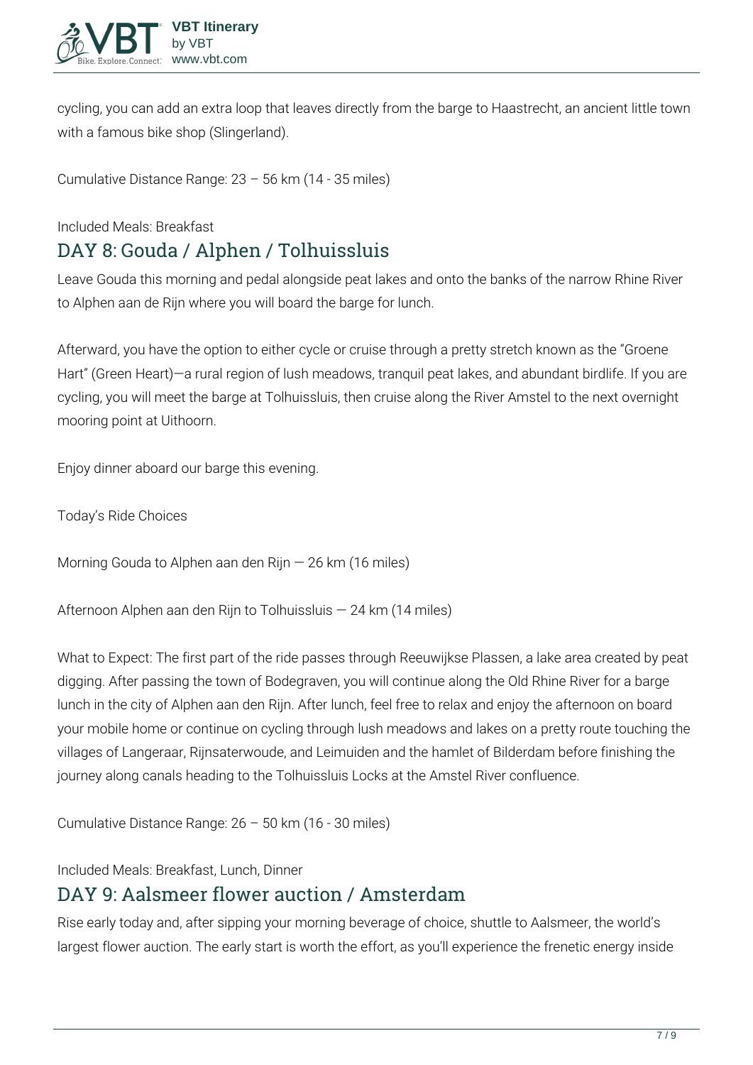cycling, you can add an extra loop that leaves directly from the barge to Haastrecht, an ancient little town with a famous bike shop (Slingerland).

Cumulative Distance Range: 23 – 56 km (14 - 35 miles)

Included Meals: Breakfast

## DAY 8: Gouda / Alphen / Tolhuissluis

Leave Gouda this morning and pedal alongside peat lakes and onto the banks of the narrow Rhine River to Alphen aan de Rijn where you will board the barge for lunch.

Afterward, you have the option to either cycle or cruise through a pretty stretch known as the "Groene Hart" (Green Heart)—a rural region of lush meadows, tranquil peat lakes, and abundant birdlife. If you are cycling, you will meet the barge at Tolhuissluis, then cruise along the River Amstel to the next overnight mooring point at Uithoorn.

Enjoy dinner aboard our barge this evening.

Today's Ride Choices

Morning Gouda to Alphen aan den Rijn — 26 km (16 miles)

Afternoon Alphen aan den Rijn to Tolhuissluis — 24 km (14 miles)

What to Expect: The first part of the ride passes through Reeuwijkse Plassen, a lake area created by peat digging. After passing the town of Bodegraven, you will continue along the Old Rhine River for a barge lunch in the city of Alphen aan den Rijn. After lunch, feel free to relax and enjoy the afternoon on board your mobile home or continue on cycling through lush meadows and lakes on a pretty route touching the villages of Langeraar, Rijnsaterwoude, and Leimuiden and the hamlet of Bilderdam before finishing the journey along canals heading to the Tolhuissluis Locks at the Amstel River confluence.

Cumulative Distance Range: 26 – 50 km (16 - 30 miles)

Included Meals: Breakfast, Lunch, Dinner

## DAY 9: Aalsmeer flower auction / Amsterdam

Rise early today and, after sipping your morning beverage of choice, shuttle to Aalsmeer, the world's largest flower auction. The early start is worth the effort, as you'll experience the frenetic energy inside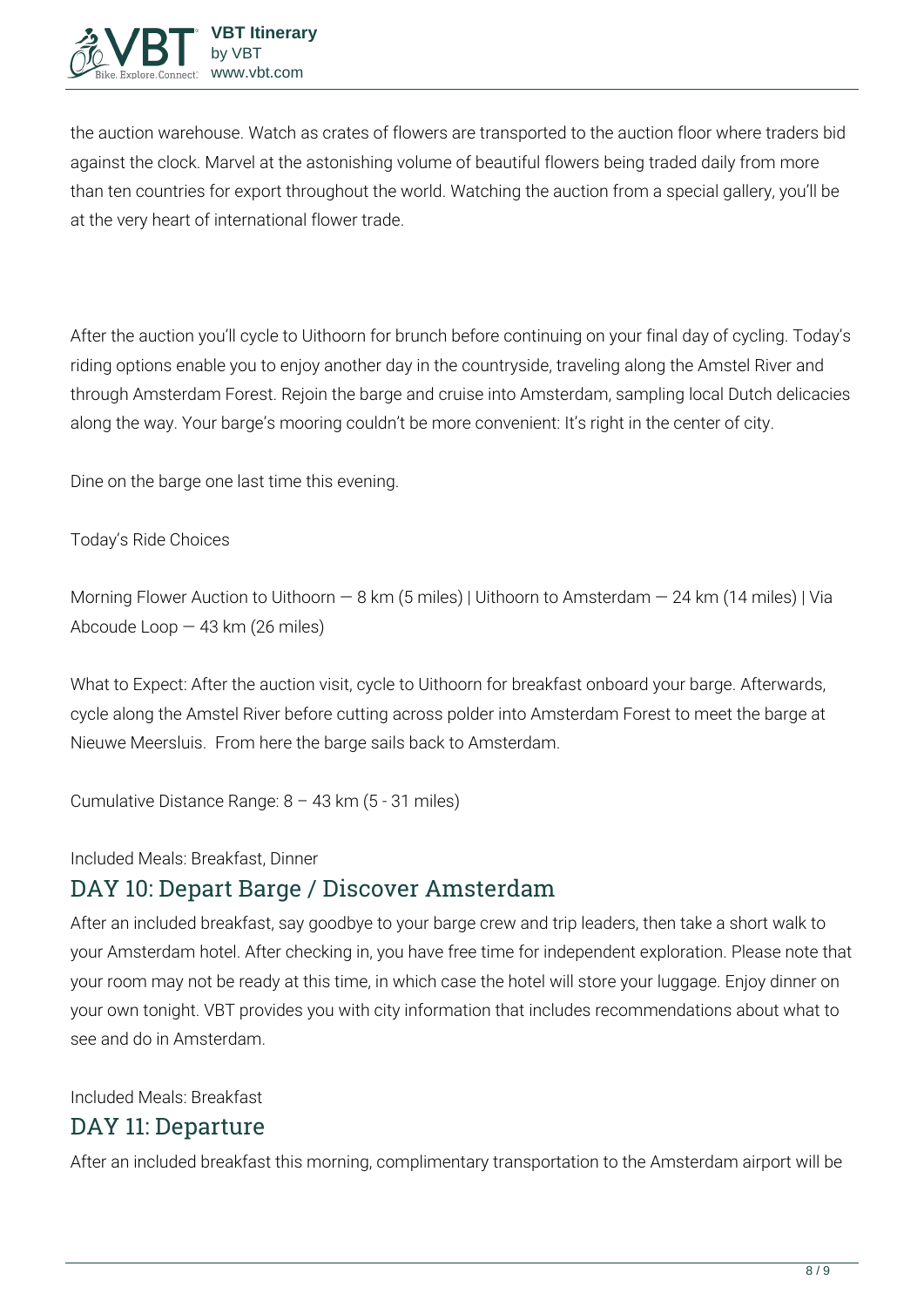the auction warehouse. Watch as crates of flowers are transported to the auction floor where traders bid against the clock. Marvel at the astonishing volume of beautiful flowers being traded daily from more than ten countries for export throughout the world. Watching the auction from a special gallery, you'll be at the very heart of international flower trade.

After the auction you'll cycle to Uithoorn for brunch before continuing on your final day of cycling. Today's riding options enable you to enjoy another day in the countryside, traveling along the Amstel River and through Amsterdam Forest. Rejoin the barge and cruise into Amsterdam, sampling local Dutch delicacies along the way. Your barge's mooring couldn't be more convenient: It's right in the center of city.

Dine on the barge one last time this evening.

Today's Ride Choices

Morning Flower Auction to Uithoorn — 8 km (5 miles) | Uithoorn to Amsterdam — 24 km (14 miles) | Via Abcoude Loop — 43 km (26 miles)

What to Expect: After the auction visit, cycle to Uithoorn for breakfast onboard your barge. Afterwards, cycle along the Amstel River before cutting across polder into Amsterdam Forest to meet the barge at Nieuwe Meersluis.  From here the barge sails back to Amsterdam.

Cumulative Distance Range: 8 – 43 km (5 - 31 miles)

Included Meals: Breakfast, Dinner

## DAY 10: Depart Barge / Discover Amsterdam

After an included breakfast, say goodbye to your barge crew and trip leaders, then take a short walk to your Amsterdam hotel. After checking in, you have free time for independent exploration. Please note that your room may not be ready at this time, in which case the hotel will store your luggage. Enjoy dinner on your own tonight. VBT provides you with city information that includes recommendations about what to see and do in Amsterdam.

Included Meals: Breakfast

## DAY 11: Departure

After an included breakfast this morning, complimentary transportation to the Amsterdam airport will be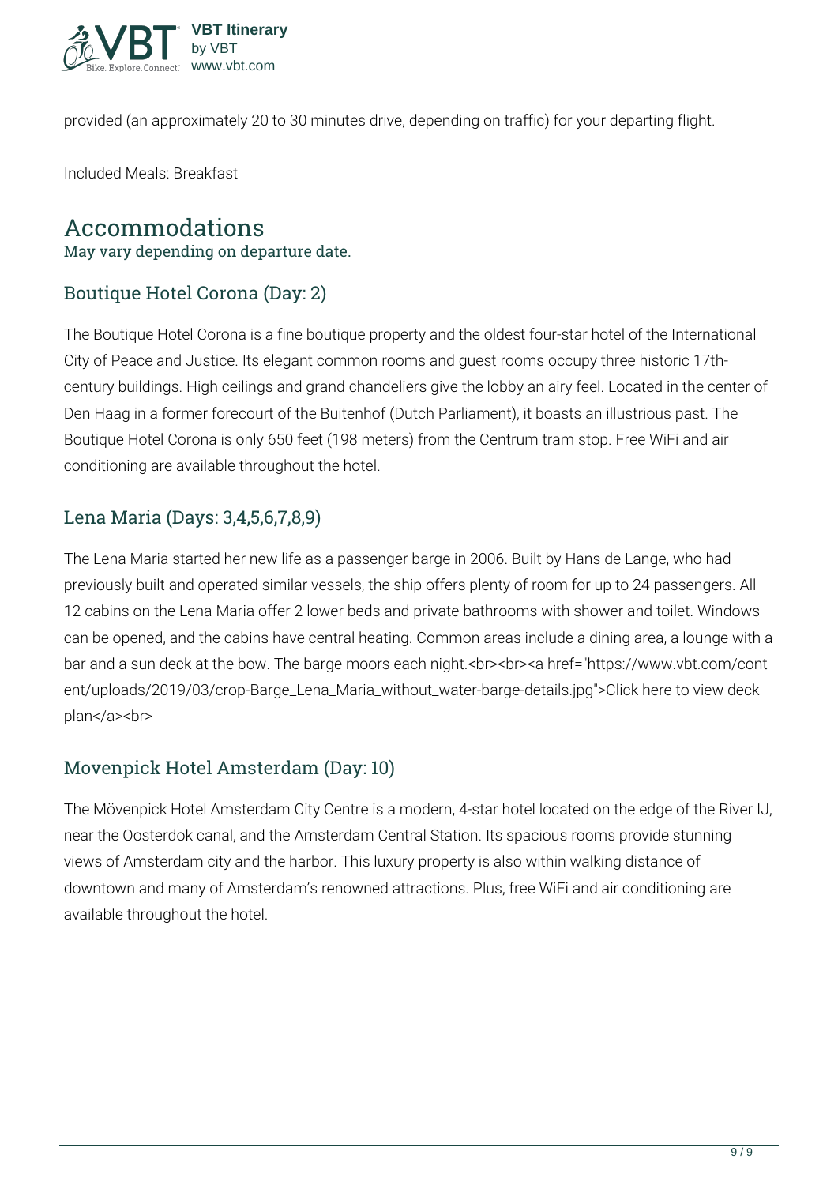provided (an approximately 20 to 30 minutes drive, depending on traffic) for your departing flight.

Included Meals: Breakfast

# Accommodations

May vary depending on departure date.

## Boutique Hotel Corona (Day: 2)

The Boutique Hotel Corona is a fine boutique property and the oldest four-star hotel of the International City of Peace and Justice. Its elegant common rooms and guest rooms occupy three historic 17th-century buildings. High ceilings and grand chandeliers give the lobby an airy feel. Located in the center of Den Haag in a former forecourt of the Buitenhof (Dutch Parliament), it boasts an illustrious past. The Boutique Hotel Corona is only 650 feet (198 meters) from the Centrum tram stop. Free WiFi and air conditioning are available throughout the hotel.

## Lena Maria (Days: 3,4,5,6,7,8,9)

The Lena Maria started her new life as a passenger barge in 2006. Built by Hans de Lange, who had previously built and operated similar vessels, the ship offers plenty of room for up to 24 passengers. All 12 cabins on the Lena Maria offer 2 lower beds and private bathrooms with shower and toilet. Windows can be opened, and the cabins have central heating. Common areas include a dining area, a lounge with a bar and a sun deck at the bow. The barge moors each night.<br><br><a href="https://www.vbt.com/content/uploads/2019/03/crop-Barge_Lena_Maria_without_water-barge-details.jpg">Click here to view deck plan</a><br>

## Movenpick Hotel Amsterdam (Day: 10)

The Mövenpick Hotel Amsterdam City Centre is a modern, 4-star hotel located on the edge of the River IJ, near the Oosterdok canal, and the Amsterdam Central Station. Its spacious rooms provide stunning views of Amsterdam city and the harbor. This luxury property is also within walking distance of downtown and many of Amsterdam's renowned attractions. Plus, free WiFi and air conditioning are available throughout the hotel.